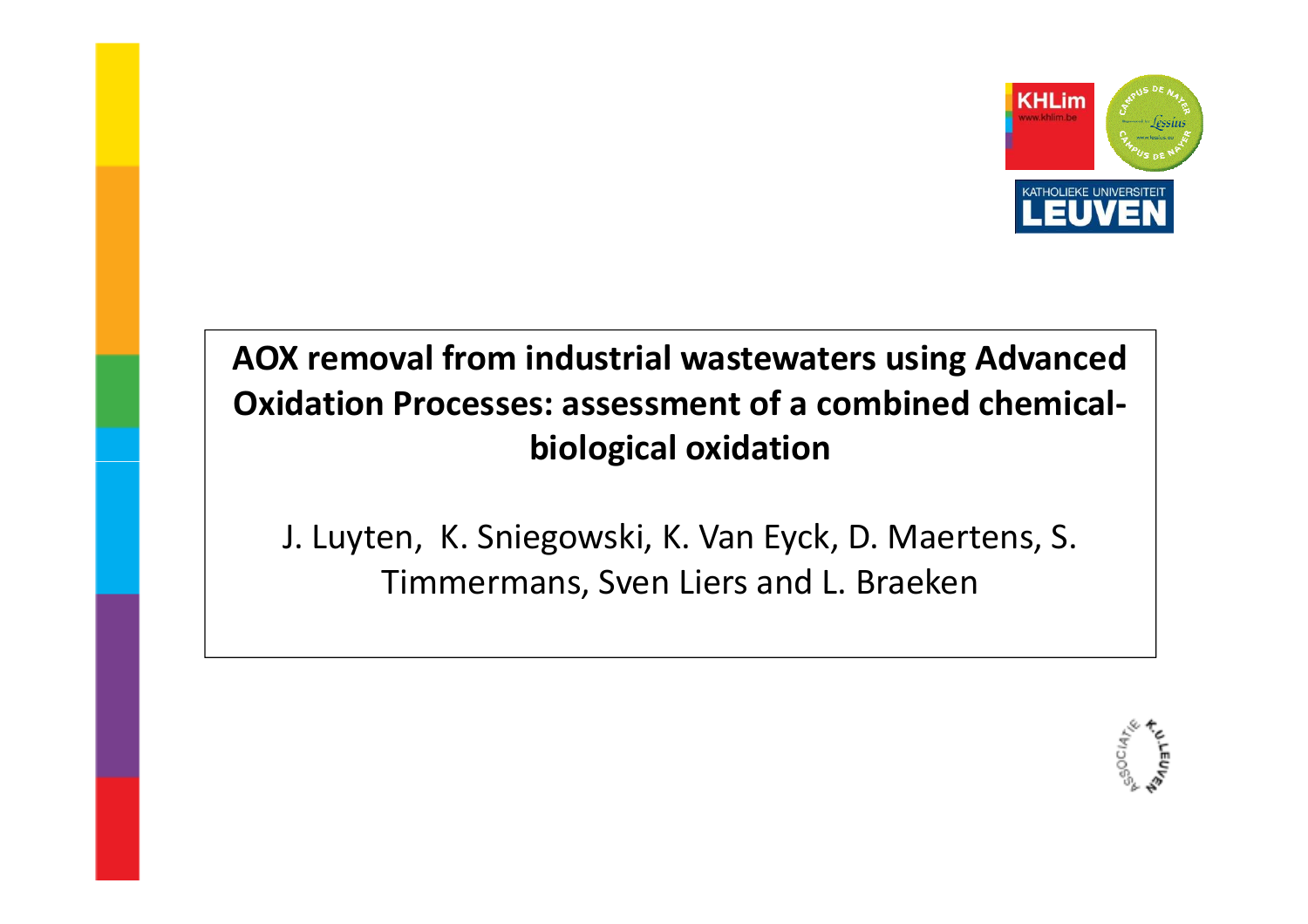# AOX removal from industrial wastewaters using Advanced Oxidation Processes: assessment of a combined chemical-biological oxidation

J. Luyten, K. Sniegowski, K. Van Eyck, D. Maertens, S. Timmermans, Sven Liers and L. Braeken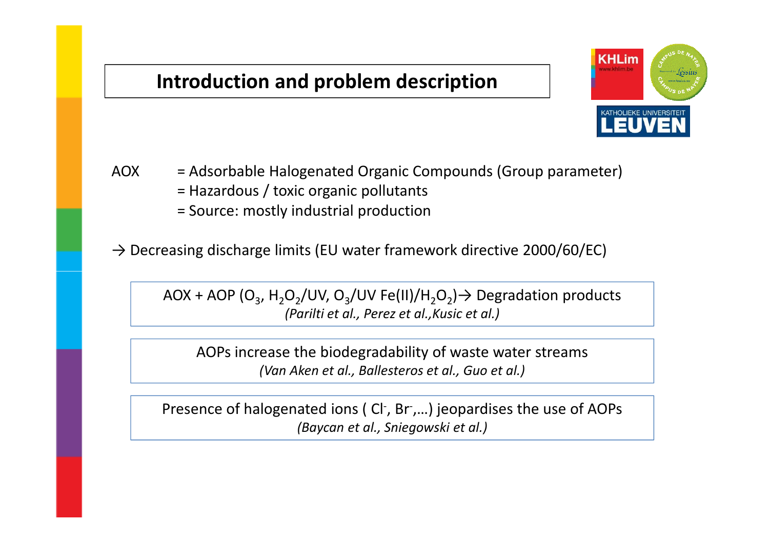# Introduction and problem description

AOX = Adsorbable Halogenated Organic Compounds (Group parameter)
= Hazardous / toxic organic pollutants
= Source: mostly industrial production

→ Decreasing discharge limits (EU water framework directive 2000/60/EC)

AOX + AOP ($O_3$, $H_2O_2$/UV, $O_3$/UV $Fe(II)/H_2O_2$)→ Degradation products
*(Parilti et al., Perez et al.,Kusic et al.)*

AOPs increase the biodegradability of waste water streams
*(Van Aken et al., Ballesteros et al., Guo et al.)*

Presence of halogenated ions ( $Cl^-$, $Br^-$,…) jeopardises the use of AOPs
*(Baycan et al., Sniegowski et al.)*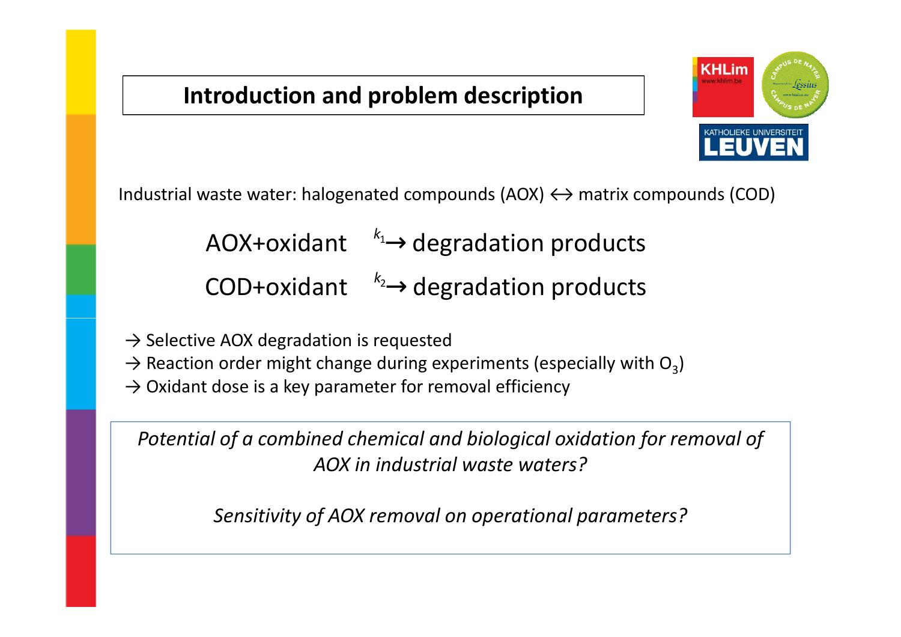# Introduction and problem description

Industrial waste water: halogenated compounds (AOX) ↔ matrix compounds (COD)

$$\text{AOX} + \text{oxidant} \xrightarrow{k_1} \text{degradation products}$$

$$\text{COD} + \text{oxidant} \xrightarrow{k_2} \text{degradation products}$$

→ Selective AOX degradation is requested
→ Reaction order might change during experiments (especially with $O_3$)
→ Oxidant dose is a key parameter for removal efficiency

*Potential of a combined chemical and biological oxidation for removal of AOX in industrial waste waters?*

*Sensitivity of AOX removal on operational parameters?*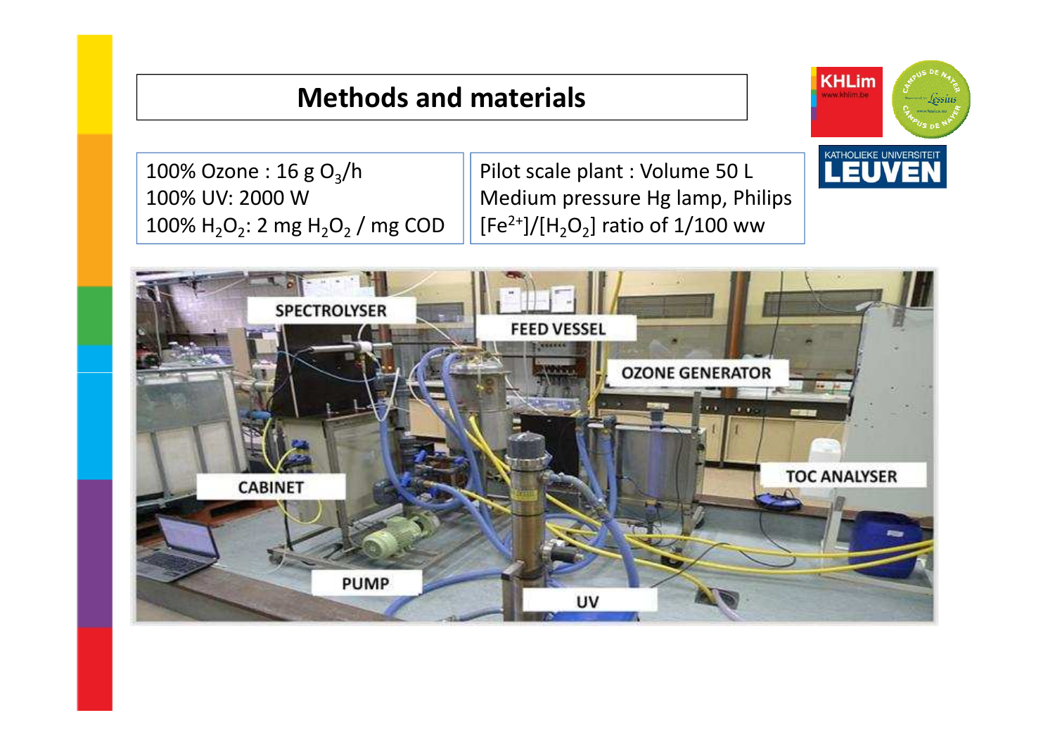# Methods and materials

100% Ozone : 16 g $O_3$/h
100% UV: 2000 W
100% $H_2O_2$: 2 mg $H_2O_2$ / mg COD

Pilot scale plant : Volume 50 L
Medium pressure Hg lamp, Philips
$[Fe^{2+}]/[H_2O_2]$ ratio of 1/100 ww

SPECTROLYSER
FEED VESSEL
OZONE GENERATOR
CABINET
TOC ANALYSER
PUMP
UV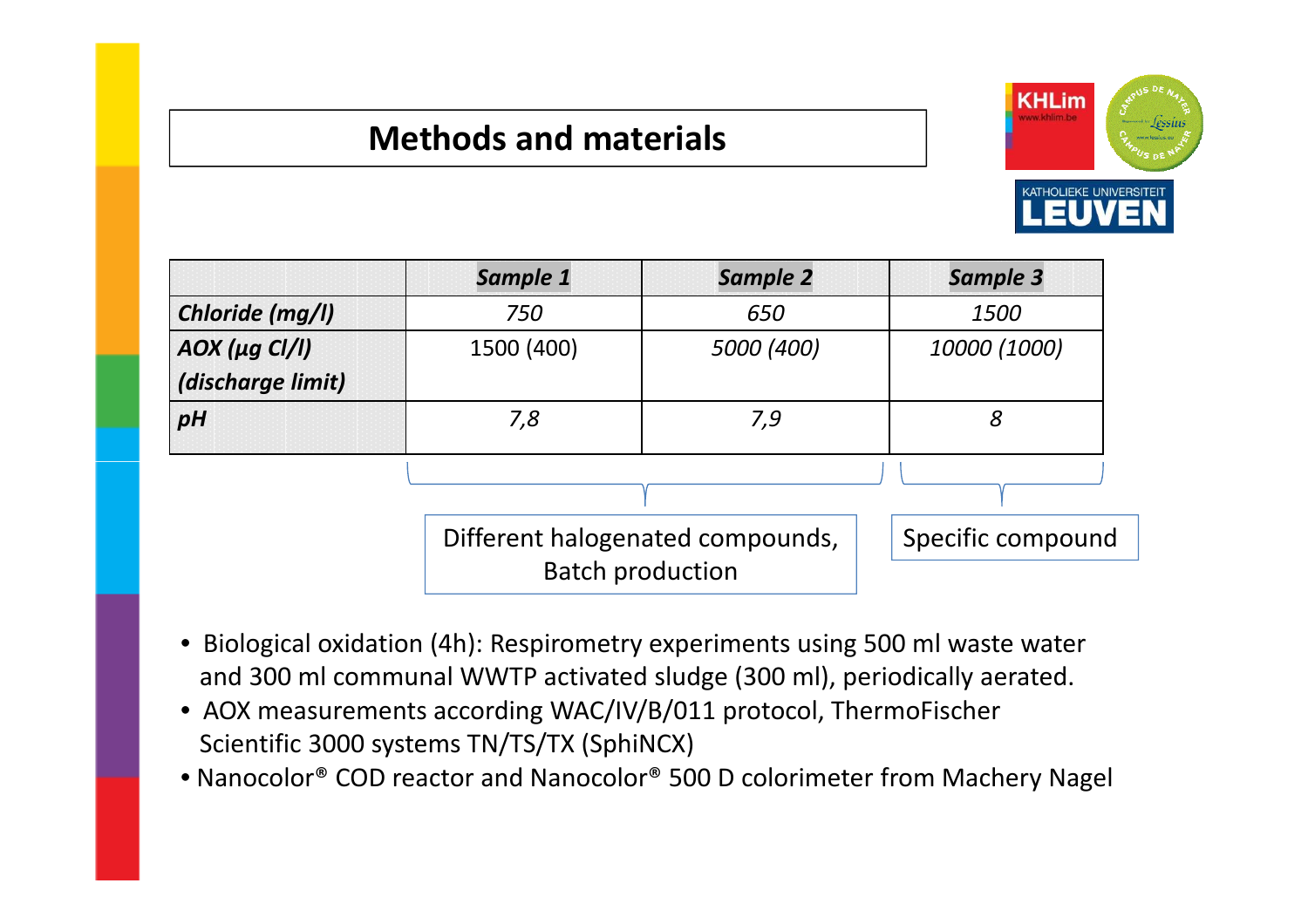# Methods and materials

| | *Sample 1* | *Sample 2* | *Sample 3* |
|---|---|---|---|
| ***Chloride (mg/l)*** | *750* | *650* | *1500* |
| ***AOX (µg Cl/l) (discharge limit)*** | 1500 (400) | *5000 (400)* | *10000 (1000)* |
| ***pH*** | *7,8* | *7,9* | *8* |

Sample 1 and Sample 2: Different halogenated compounds, Batch production

Sample 3: Specific compound

- Biological oxidation (4h): Respirometry experiments using 500 ml waste water and 300 ml communal WWTP activated sludge (300 ml), periodically aerated.
- AOX measurements according WAC/IV/B/011 protocol, ThermoFischer Scientific 3000 systems TN/TS/TX (SphiNCX)
- Nanocolor® COD reactor and Nanocolor® 500 D colorimeter from Machery Nagel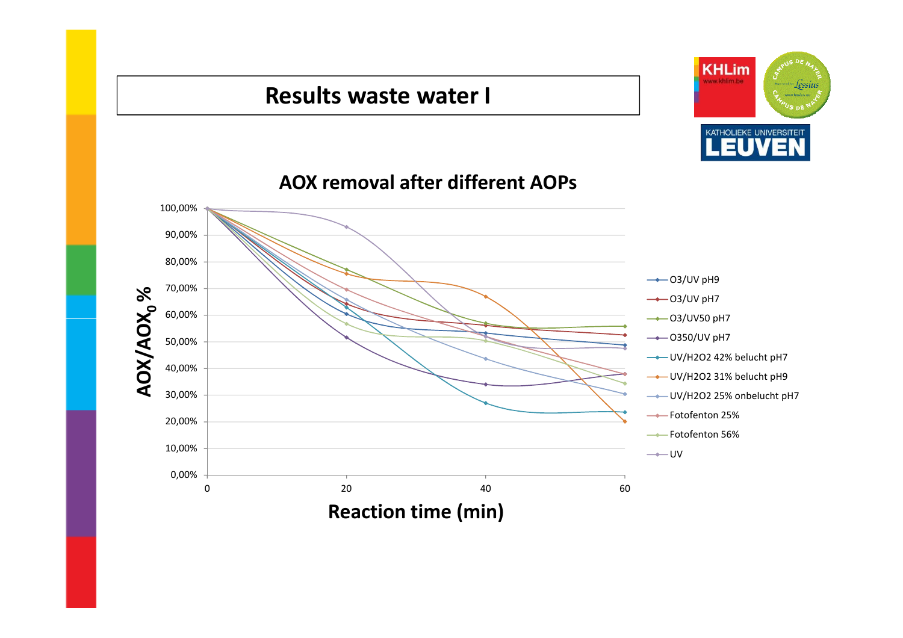# Results waste water I

## AOX removal after different AOPs

AOX/$AOX_0$ %

Reaction time (min)

- O3/UV pH9
- O3/UV pH7
- O3/UV50 pH7
- O350/UV pH7
- UV/H2O2 42% belucht pH7
- UV/H2O2 31% belucht pH9
- UV/H2O2 25% onbelucht pH7
- Fotofenton 25%
- Fotofenton 56%
- UV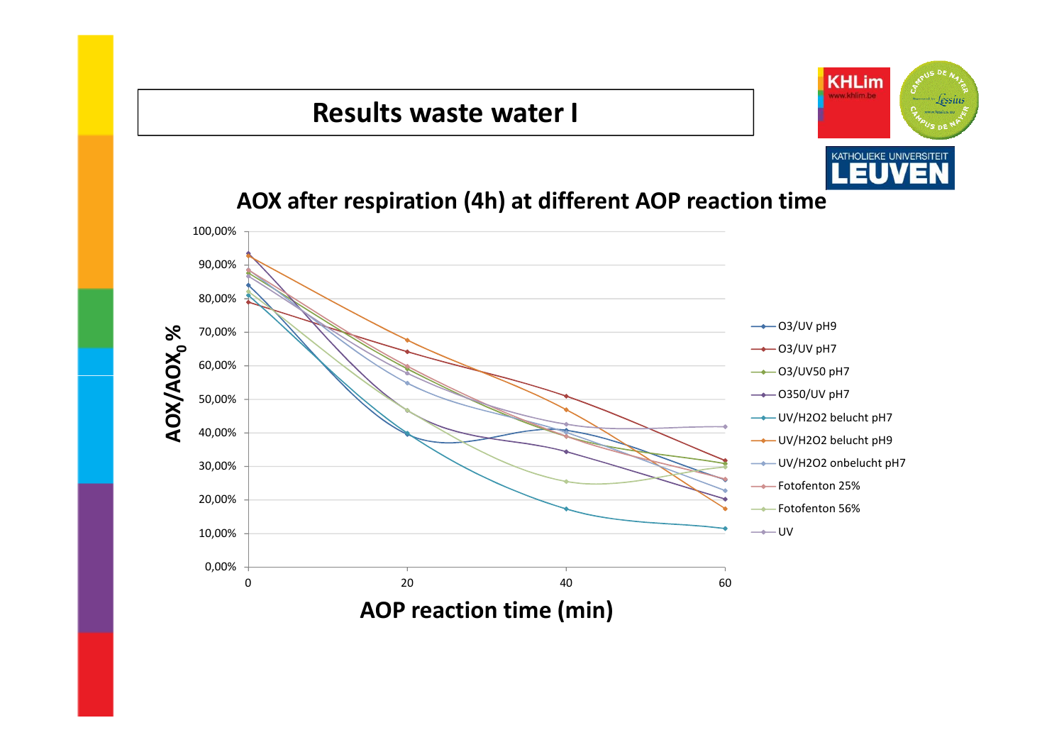# Results waste water I

## AOX after respiration (4h) at different AOP reaction time

Y-axis: $AOX/AOX_0$ % (0,00% – 100,00%)

X-axis: AOP reaction time (min) (0, 20, 40, 60)

Legend:
- O3/UV pH9
- O3/UV pH7
- O3/UV50 pH7
- O350/UV pH7
- UV/H2O2 belucht pH7
- UV/H2O2 belucht pH9
- UV/H2O2 onbelucht pH7
- Fotofenton 25%
- Fotofenton 56%
- UV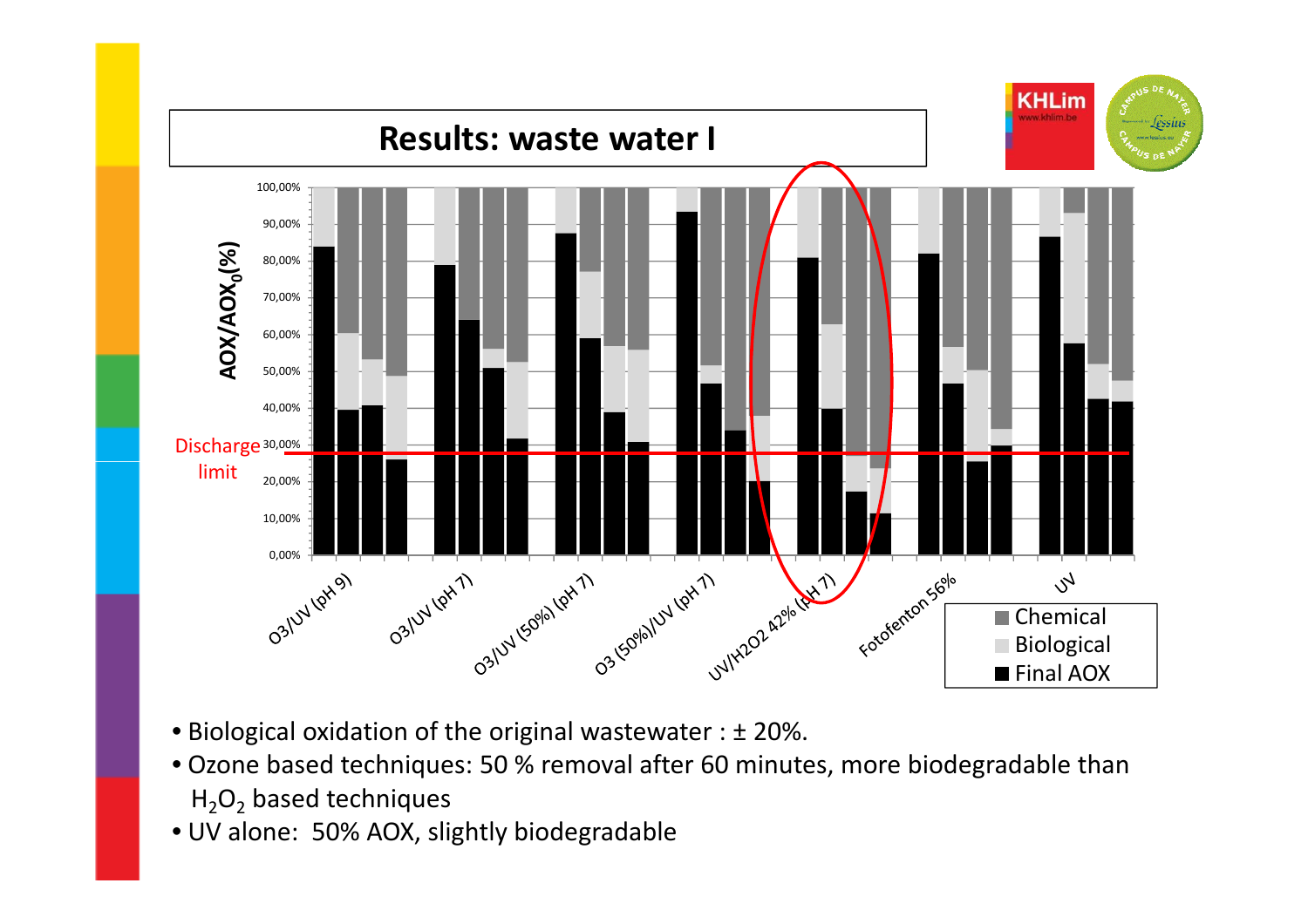# Results: waste water I

- Biological oxidation of the original wastewater : ± 20%.
- Ozone based techniques: 50 % removal after 60 minutes, more biodegradable than $H_2O_2$ based techniques
- UV alone: 50% AOX, slightly biodegradable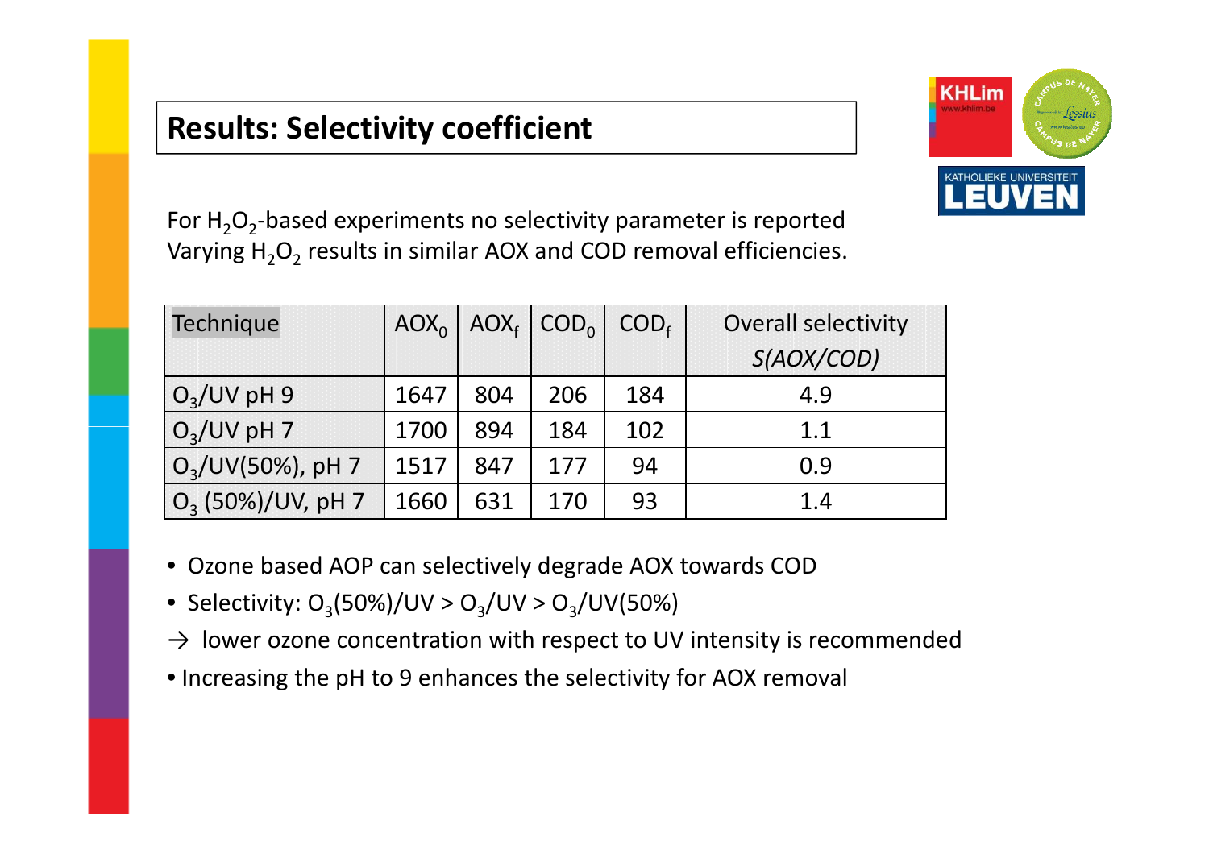## Results: Selectivity coefficient

For $H_2O_2$-based experiments no selectivity parameter is reported
Varying $H_2O_2$ results in similar AOX and COD removal efficiencies.

| Technique | $AOX_0$ | $AOX_f$ | $COD_0$ | $COD_f$ | Overall selectivity *S(AOX/COD)* |
|---|---|---|---|---|---|
| $O_3$/UV pH 9 | 1647 | 804 | 206 | 184 | 4.9 |
| $O_3$/UV pH 7 | 1700 | 894 | 184 | 102 | 1.1 |
| $O_3$/UV(50%), pH 7 | 1517 | 847 | 177 | 94 | 0.9 |
| $O_3$ (50%)/UV, pH 7 | 1660 | 631 | 170 | 93 | 1.4 |

- Ozone based AOP can selectively degrade AOX towards COD
- Selectivity: $O_3$(50%)/UV > $O_3$/UV > $O_3$/UV(50%)

→ lower ozone concentration with respect to UV intensity is recommended

- Increasing the pH to 9 enhances the selectivity for AOX removal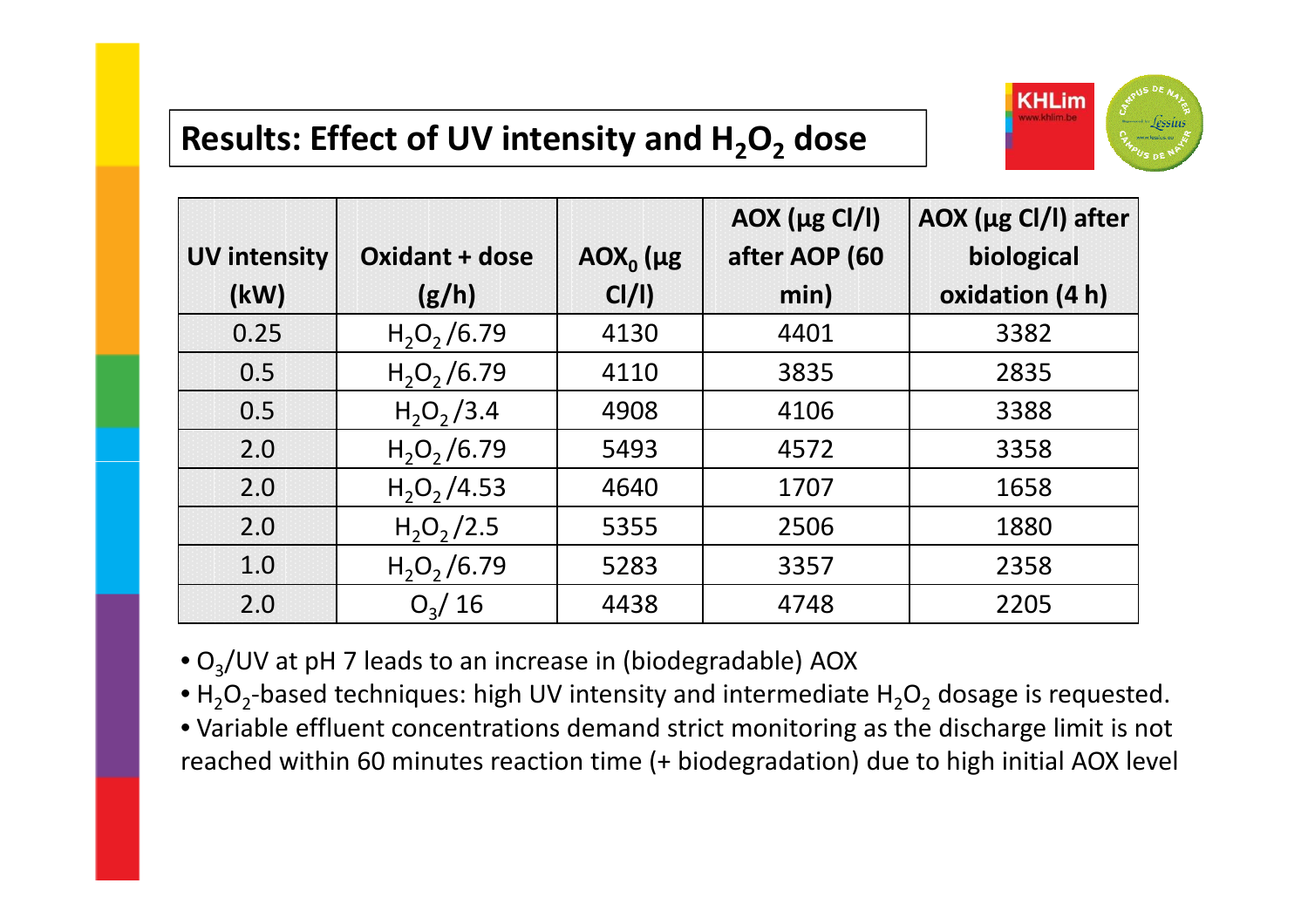## Results: Effect of UV intensity and $H_2O_2$ dose

| UV intensity (kW) | Oxidant + dose (g/h) | $AOX_0$ (µg Cl/l) | AOX (µg Cl/l) after AOP (60 min) | AOX (µg Cl/l) after biological oxidation (4 h) |
|---|---|---|---|---|
| 0.25 | $H_2O_2$/6.79 | 4130 | 4401 | 3382 |
| 0.5 | $H_2O_2$/6.79 | 4110 | 3835 | 2835 |
| 0.5 | $H_2O_2$/3.4 | 4908 | 4106 | 3388 |
| 2.0 | $H_2O_2$/6.79 | 5493 | 4572 | 3358 |
| 2.0 | $H_2O_2$/4.53 | 4640 | 1707 | 1658 |
| 2.0 | $H_2O_2$/2.5 | 5355 | 2506 | 1880 |
| 1.0 | $H_2O_2$/6.79 | 5283 | 3357 | 2358 |
| 2.0 | $O_3$/ 16 | 4438 | 4748 | 2205 |

- $O_3$/UV at pH 7 leads to an increase in (biodegradable) AOX
- $H_2O_2$-based techniques: high UV intensity and intermediate $H_2O_2$ dosage is requested.
- Variable effluent concentrations demand strict monitoring as the discharge limit is not reached within 60 minutes reaction time (+ biodegradation) due to high initial AOX level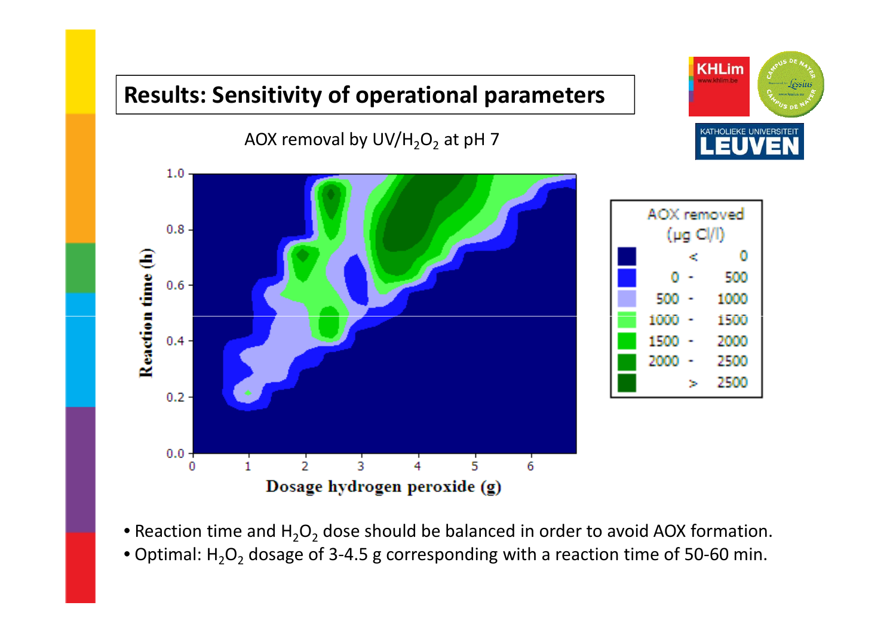# Results: Sensitivity of operational parameters

AOX removal by UV/$H_2O_2$ at pH 7

- Reaction time and $H_2O_2$ dose should be balanced in order to avoid AOX formation.
- Optimal: $H_2O_2$ dosage of 3-4.5 g corresponding with a reaction time of 50-60 min.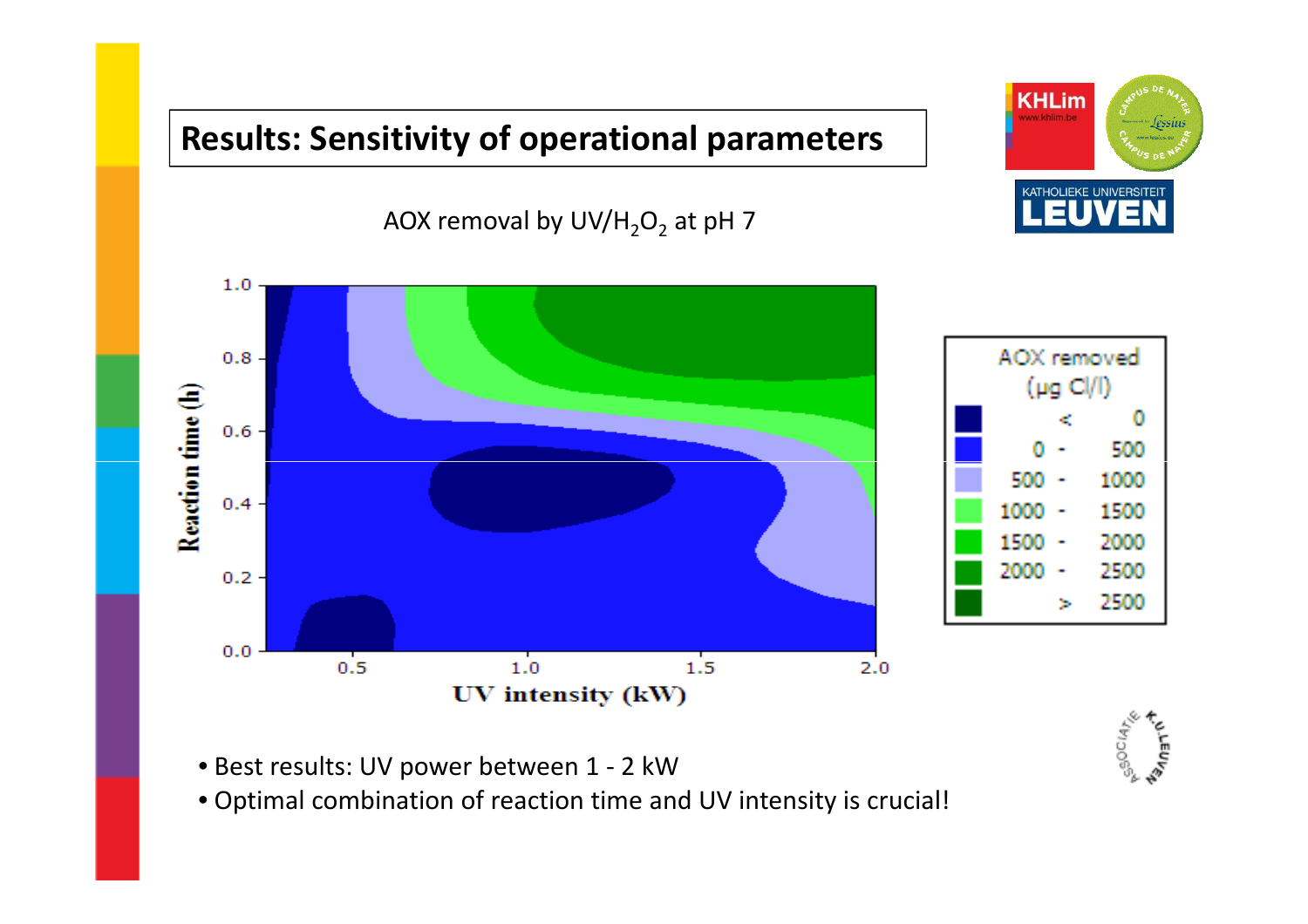# Results: Sensitivity of operational parameters

AOX removal by UV/$H_2O_2$ at pH 7

Reaction time (h)

UV intensity (kW)

AOX removed (µg Cl/l)

| | |
|---|---|
| < | 0 |
| 0 - | 500 |
| 500 - | 1000 |
| 1000 - | 1500 |
| 1500 - | 2000 |
| 2000 - | 2500 |
| > | 2500 |

- Best results: UV power between 1 - 2 kW
- Optimal combination of reaction time and UV intensity is crucial!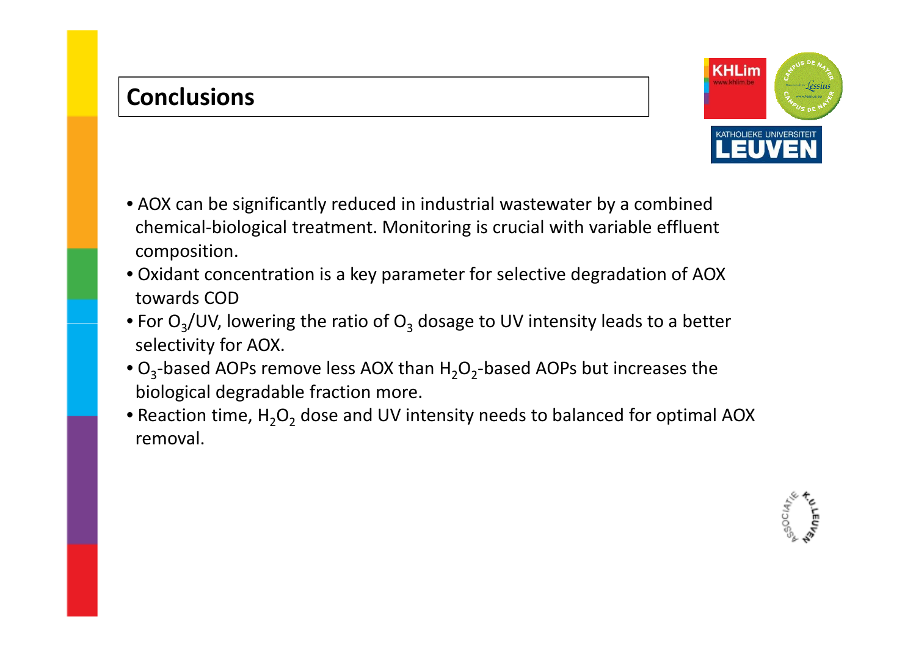## Conclusions

- AOX can be significantly reduced in industrial wastewater by a combined chemical-biological treatment. Monitoring is crucial with variable effluent composition.
- Oxidant concentration is a key parameter for selective degradation of AOX towards COD
- For $O_3$/UV, lowering the ratio of $O_3$ dosage to UV intensity leads to a better selectivity for AOX.
- $O_3$-based AOPs remove less AOX than $H_2O_2$-based AOPs but increases the biological degradable fraction more.
- Reaction time, $H_2O_2$ dose and UV intensity needs to balanced for optimal AOX removal.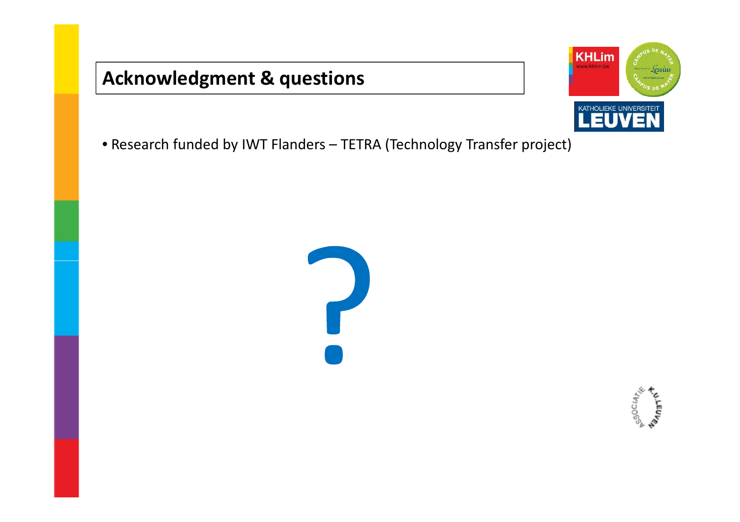# Acknowledgment & questions

- Research funded by IWT Flanders – TETRA (Technology Transfer project)

?